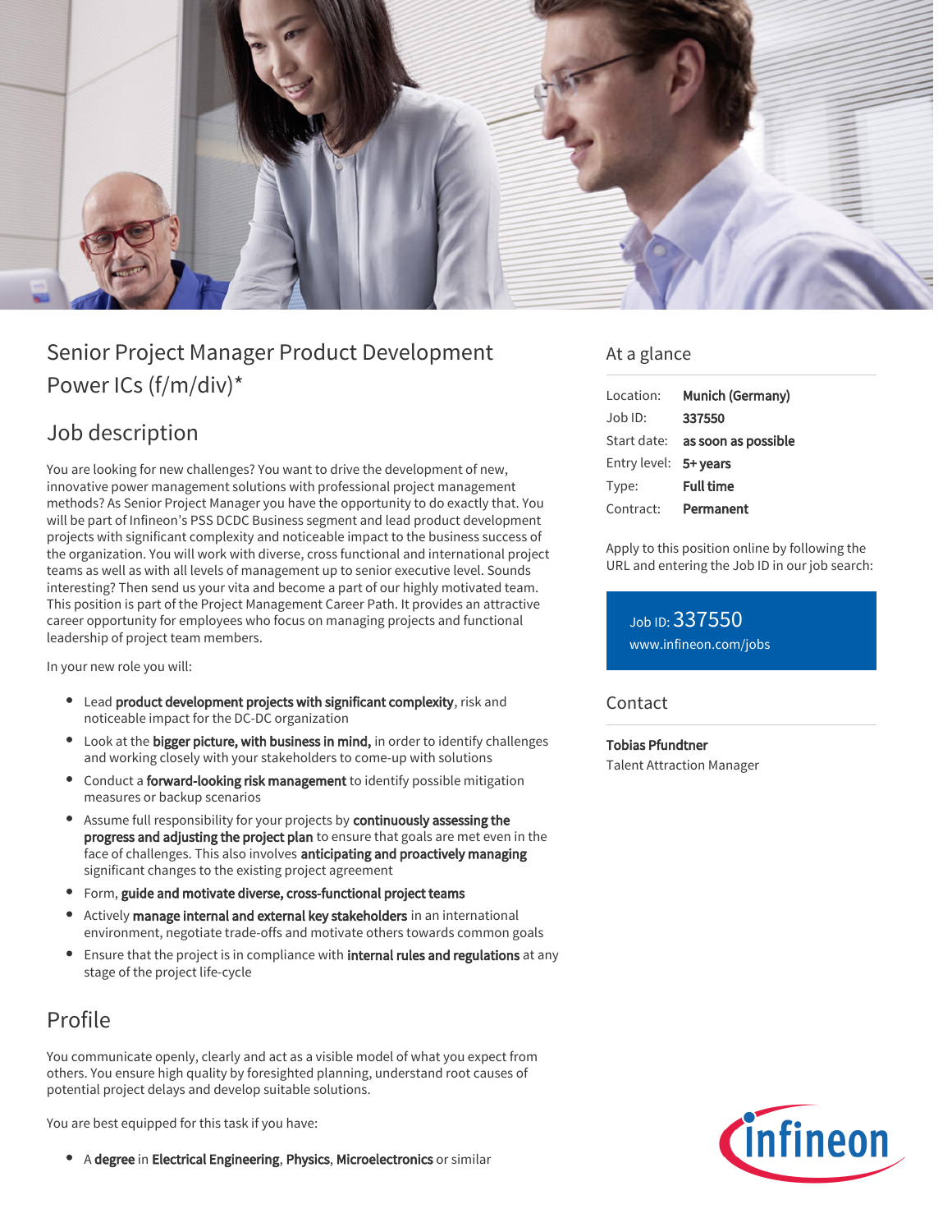# Senior Project Manager Product Development Power ICs (f/m/div)*

## Job description

You are looking for new challenges? You want to drive the development of new, innovative power management solutions with professional project management methods? As Senior Project Manager you have the opportunity to do exactly that. You will be part of Infineon's PSS DCDC Business segment and lead product development projects with significant complexity and noticeable impact to the business success of the organization. You will work with diverse, cross functional and international project teams as well as with all levels of management up to senior executive level. Sounds interesting? Then send us your vita and become a part of our highly motivated team. This position is part of the Project Management Career Path. It provides an attractive career opportunity for employees who focus on managing projects and functional leadership of project team members.

In your new role you will:

- Lead **product development projects with significant complexity**, risk and noticeable impact for the DC-DC organization
- Look at the **bigger picture, with business in mind,** in order to identify challenges and working closely with your stakeholders to come-up with solutions
- Conduct a **forward-looking risk management** to identify possible mitigation measures or backup scenarios
- Assume full responsibility for your projects by **continuously assessing the progress and adjusting the project plan** to ensure that goals are met even in the face of challenges. This also involves **anticipating and proactively managing** significant changes to the existing project agreement
- Form, **guide and motivate diverse, cross-functional project teams**
- Actively **manage internal and external key stakeholders** in an international environment, negotiate trade-offs and motivate others towards common goals
- Ensure that the project is in compliance with **internal rules and regulations** at any stage of the project life-cycle

## Profile

You communicate openly, clearly and act as a visible model of what you expect from others. You ensure high quality by foresighted planning, understand root causes of potential project delays and develop suitable solutions.

You are best equipped for this task if you have:

- A **degree** in **Electrical Engineering**, **Physics**, **Microelectronics** or similar

## At a glance

| | |
|---|---|
| Location: | **Munich (Germany)** |
| Job ID: | **337550** |
| Start date: | **as soon as possible** |
| Entry level: | **5+ years** |
| Type: | **Full time** |
| Contract: | **Permanent** |

Apply to this position online by following the URL and entering the Job ID in our job search:

Job ID: 337550
www.infineon.com/jobs

## Contact

**Tobias Pfundtner**
Talent Attraction Manager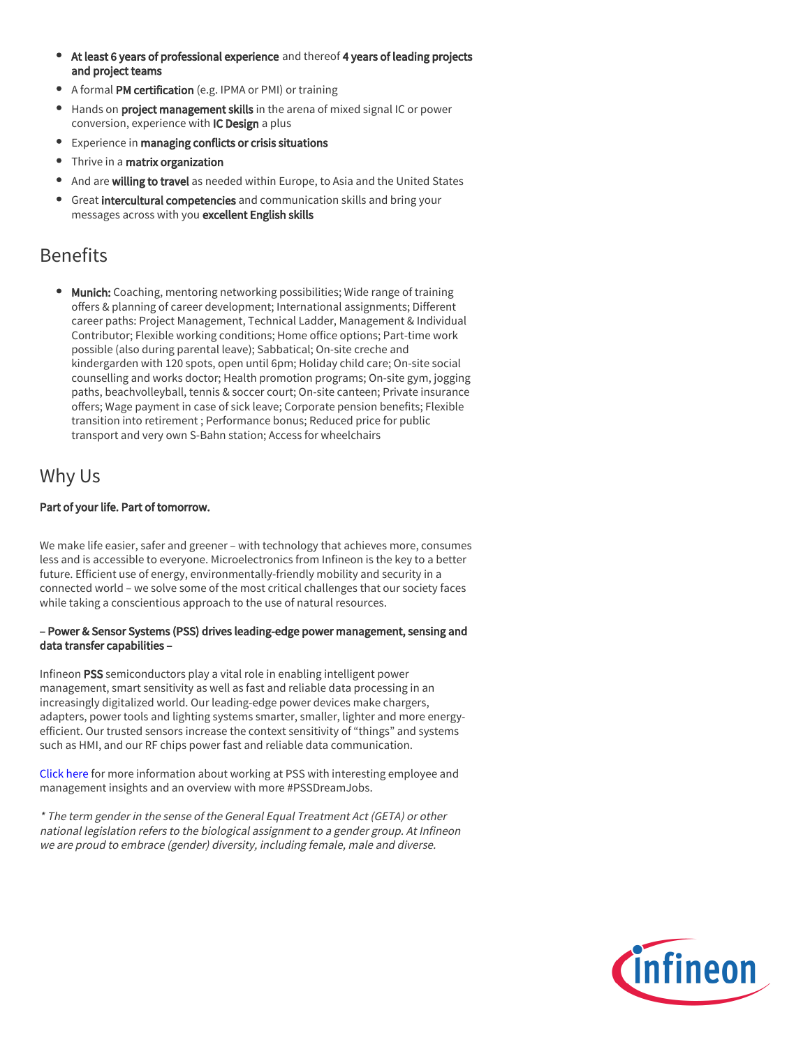- **At least 6 years of professional experience** and thereof **4 years of leading projects and project teams**
- A formal **PM certification** (e.g. IPMA or PMI) or training
- Hands on **project management skills** in the arena of mixed signal IC or power conversion, experience with **IC Design** a plus
- Experience in **managing conflicts or crisis situations**
- Thrive in a **matrix organization**
- And are **willing to travel** as needed within Europe, to Asia and the United States
- Great **intercultural competencies** and communication skills and bring your messages across with you **excellent English skills**

## Benefits

- **Munich:** Coaching, mentoring networking possibilities; Wide range of training offers & planning of career development; International assignments; Different career paths: Project Management, Technical Ladder, Management & Individual Contributor; Flexible working conditions; Home office options; Part-time work possible (also during parental leave); Sabbatical; On-site creche and kindergarden with 120 spots, open until 6pm; Holiday child care; On-site social counselling and works doctor; Health promotion programs; On-site gym, jogging paths, beachvolleyball, tennis & soccer court; On-site canteen; Private insurance offers; Wage payment in case of sick leave; Corporate pension benefits; Flexible transition into retirement ; Performance bonus; Reduced price for public transport and very own S-Bahn station; Access for wheelchairs

## Why Us

**Part of your life. Part of tomorrow.**

We make life easier, safer and greener – with technology that achieves more, consumes less and is accessible to everyone. Microelectronics from Infineon is the key to a better future. Efficient use of energy, environmentally-friendly mobility and security in a connected world – we solve some of the most critical challenges that our society faces while taking a conscientious approach to the use of natural resources.

**– Power & Sensor Systems (PSS) drives leading-edge power management, sensing and data transfer capabilities –**

Infineon **PSS** semiconductors play a vital role in enabling intelligent power management, smart sensitivity as well as fast and reliable data processing in an increasingly digitalized world. Our leading-edge power devices make chargers, adapters, power tools and lighting systems smarter, smaller, lighter and more energy-efficient. Our trusted sensors increase the context sensitivity of "things" and systems such as HMI, and our RF chips power fast and reliable data communication.

Click here for more information about working at PSS with interesting employee and management insights and an overview with more #PSSDreamJobs.

*\* The term gender in the sense of the General Equal Treatment Act (GETA) or other national legislation refers to the biological assignment to a gender group. At Infineon we are proud to embrace (gender) diversity, including female, male and diverse.*

infineon